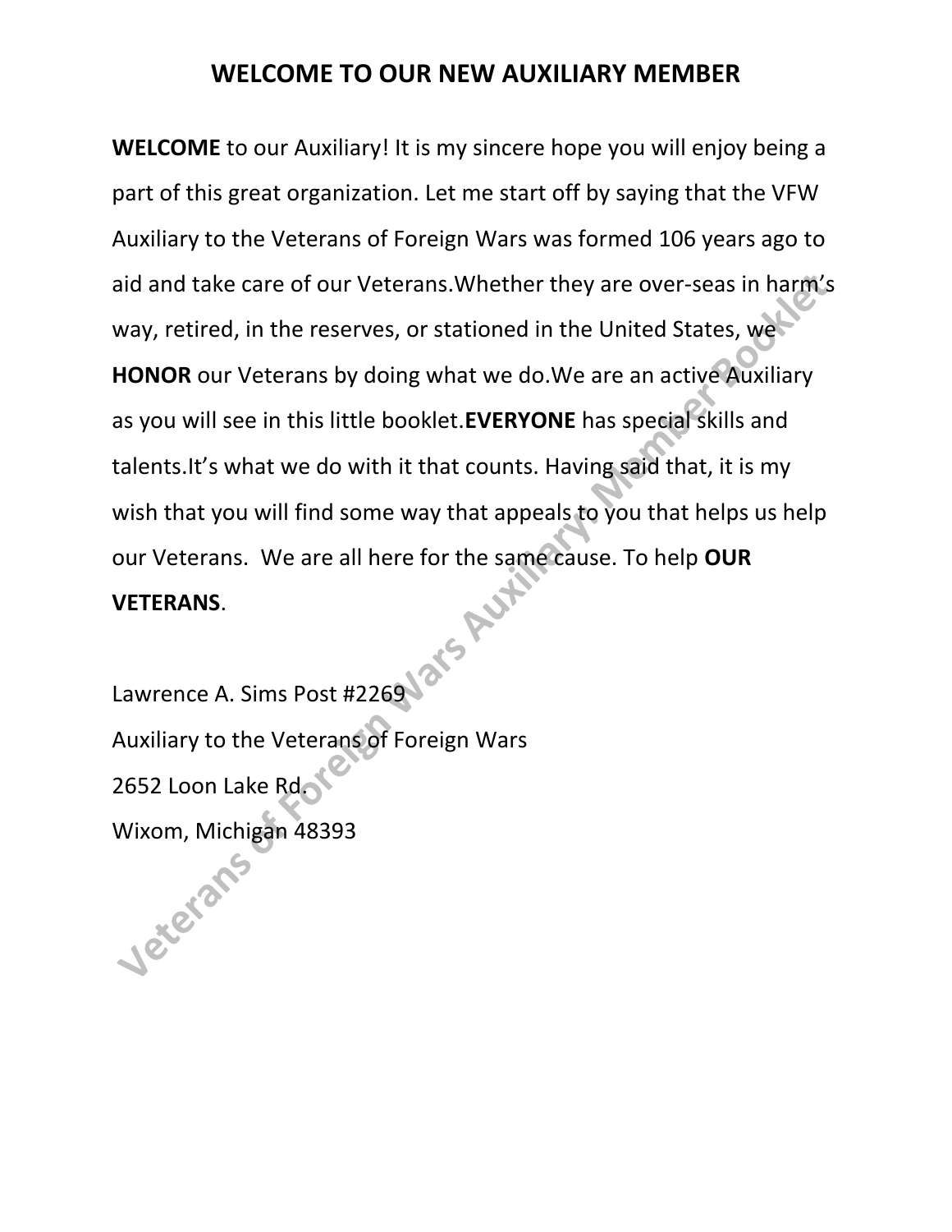# WELCOME TO OUR NEW AUXILIARY MEMBER

**WELCOME** to our Auxiliary! It is my sincere hope you will enjoy being a part of this great organization. Let me start off by saying that the VFW Auxiliary to the Veterans of Foreign Wars was formed 106 years ago to aid and take care of our Veterans.Whether they are over-seas in harm's way, retired, in the reserves, or stationed in the United States, we **HONOR** our Veterans by doing what we do.We are an active Auxiliary as you will see in this little booklet.**EVERYONE** has special skills and talents.It's what we do with it that counts. Having said that, it is my wish that you will find some way that appeals to you that helps us help our Veterans.  We are all here for the same cause. To help **OUR VETERANS**.

Lawrence A. Sims Post #2269
Auxiliary to the Veterans of Foreign Wars
2652 Loon Lake Rd.
Wixom, Michigan 48393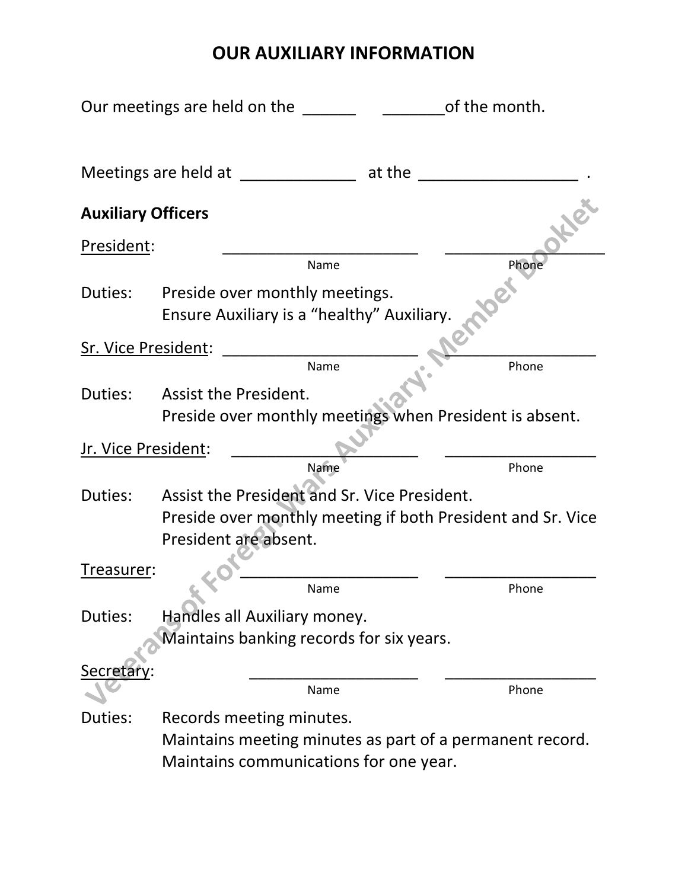# OUR AUXILIARY INFORMATION

Our meetings are held on the ______ _______of the month.

Meetings are held at _____________ at the __________________ .

**Auxiliary Officers**

President: ______________________ __________________
Name Phone

Duties: Preside over monthly meetings.
Ensure Auxiliary is a "healthy" Auxiliary.

Sr. Vice President: ______________________ __________________
Name Phone

Duties: Assist the President.
Preside over monthly meetings when President is absent.

Jr. Vice President: ______________________ __________________
Name Phone

Duties: Assist the President and Sr. Vice President.
Preside over monthly meeting if both President and Sr. Vice President are absent.

Treasurer: ____________________ __________________
Name Phone

Duties: Handles all Auxiliary money.
Maintains banking records for six years.

Secretary: ___________________ __________________
Name Phone

Duties: Records meeting minutes.
Maintains meeting minutes as part of a permanent record.
Maintains communications for one year.

Veterans of Foreign Wars Auxiliary: Member Booklet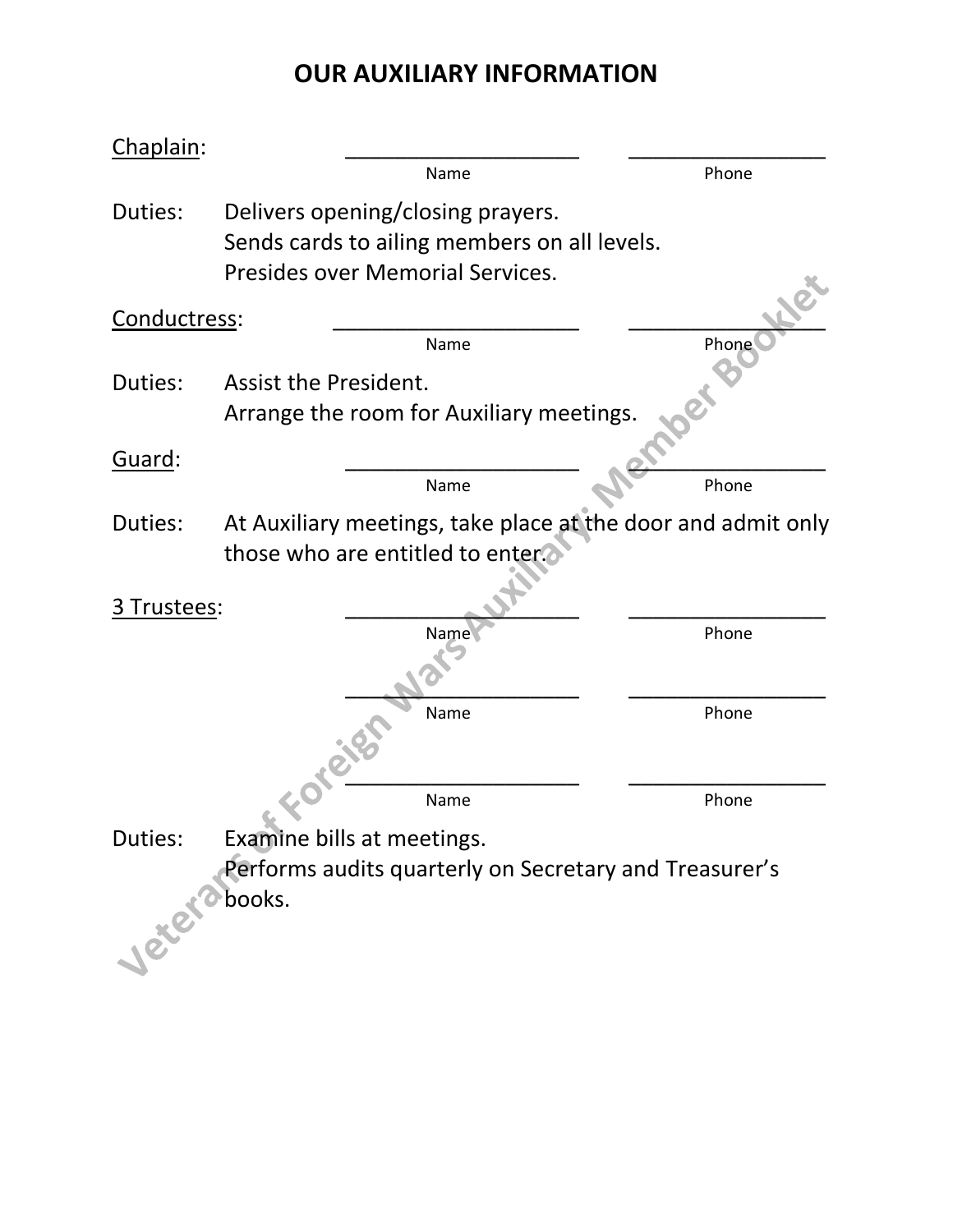# OUR AUXILIARY INFORMATION

Chaplain: ____________________ ________________
Name Phone

Duties: Delivers opening/closing prayers.
Sends cards to ailing members on all levels.
Presides over Memorial Services.

Conductress: ____________________ ________________
Name Phone

Duties: Assist the President.
Arrange the room for Auxiliary meetings.

Guard: ____________________ ________________
Name Phone

Duties: At Auxiliary meetings, take place at the door and admit only those who are entitled to enter.

3 Trustees: ____________________ ________________
Name Phone

____________________ ________________
Name Phone

____________________ ________________
Name Phone

Duties: Examine bills at meetings.
Performs audits quarterly on Secretary and Treasurer's books.

Veterans of Foreign Wars Auxiliary: Member Booklet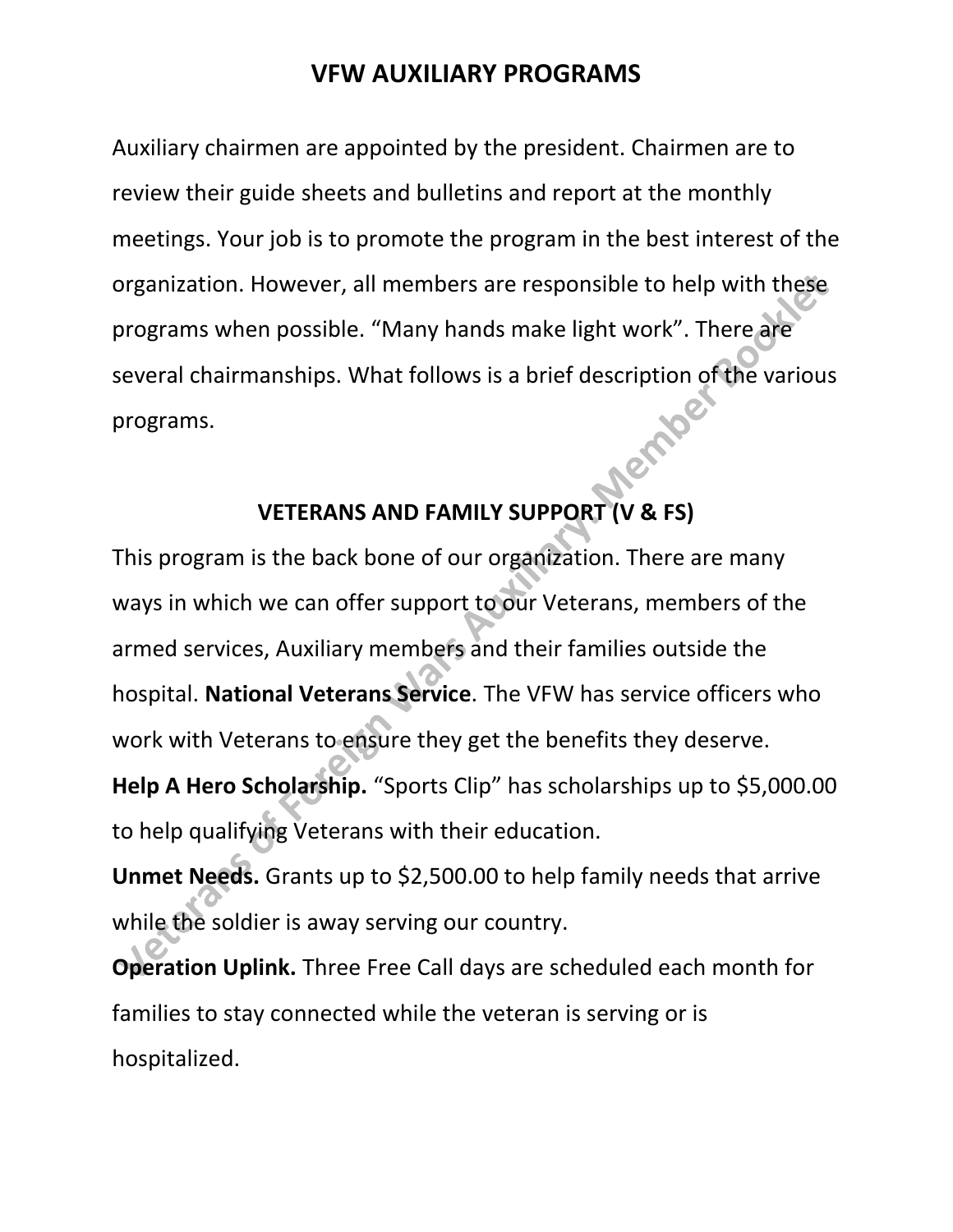# VFW AUXILIARY PROGRAMS

Auxiliary chairmen are appointed by the president. Chairmen are to review their guide sheets and bulletins and report at the monthly meetings. Your job is to promote the program in the best interest of the organization. However, all members are responsible to help with these programs when possible. "Many hands make light work". There are several chairmanships. What follows is a brief description of the various programs.

## VETERANS AND FAMILY SUPPORT (V & FS)

This program is the back bone of our organization. There are many ways in which we can offer support to our Veterans, members of the armed services, Auxiliary members and their families outside the hospital. **National Veterans Service**. The VFW has service officers who work with Veterans to ensure they get the benefits they deserve.

**Help A Hero Scholarship.** "Sports Clip" has scholarships up to $5,000.00 to help qualifying Veterans with their education.

**Unmet Needs.** Grants up to $2,500.00 to help family needs that arrive while the soldier is away serving our country.

**Operation Uplink.** Three Free Call days are scheduled each month for families to stay connected while the veteran is serving or is hospitalized.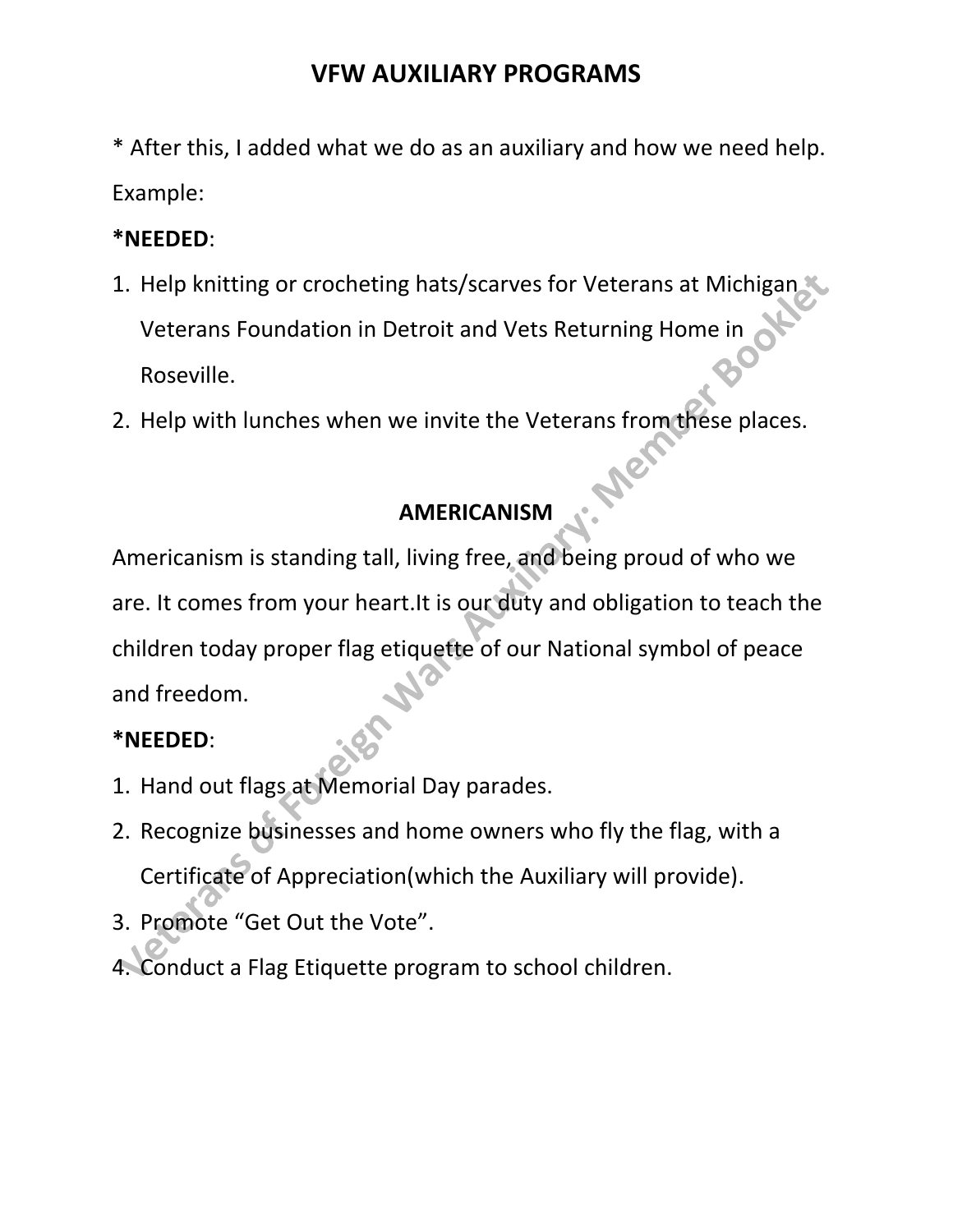# VFW AUXILIARY PROGRAMS

* After this, I added what we do as an auxiliary and how we need help. Example:

***NEEDED**:

1. Help knitting or crocheting hats/scarves for Veterans at Michigan Veterans Foundation in Detroit and Vets Returning Home in Roseville.
2. Help with lunches when we invite the Veterans from these places.

## AMERICANISM

Americanism is standing tall, living free, and being proud of who we are. It comes from your heart.It is our duty and obligation to teach the children today proper flag etiquette of our National symbol of peace and freedom.

***NEEDED**:

1. Hand out flags at Memorial Day parades.
2. Recognize businesses and home owners who fly the flag, with a Certificate of Appreciation(which the Auxiliary will provide).
3. Promote “Get Out the Vote”.
4. Conduct a Flag Etiquette program to school children.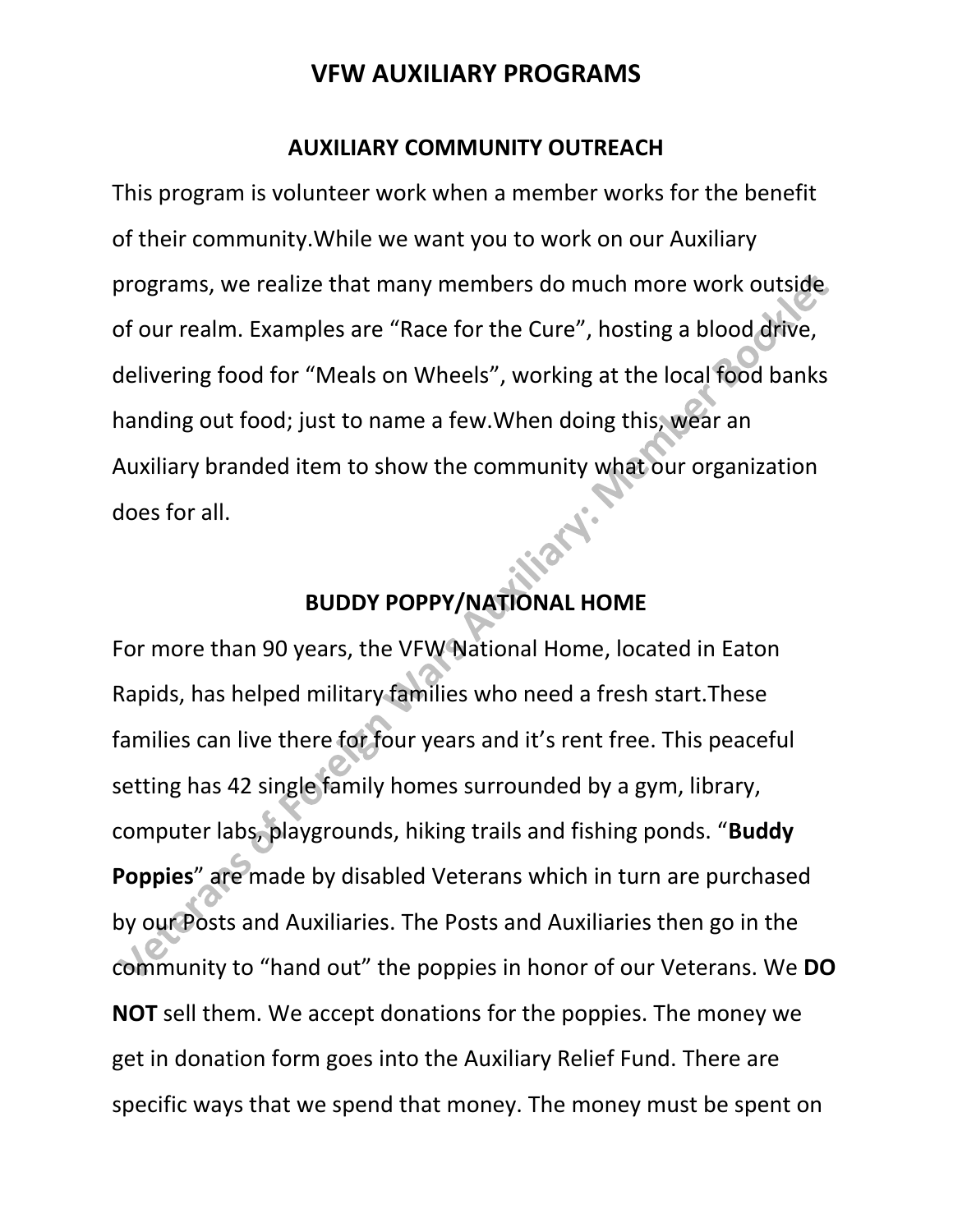# VFW AUXILIARY PROGRAMS

## AUXILIARY COMMUNITY OUTREACH

This program is volunteer work when a member works for the benefit of their community.While we want you to work on our Auxiliary programs, we realize that many members do much more work outside of our realm. Examples are "Race for the Cure", hosting a blood drive, delivering food for "Meals on Wheels", working at the local food banks handing out food; just to name a few.When doing this, wear an Auxiliary branded item to show the community what our organization does for all.

## BUDDY POPPY/NATIONAL HOME

For more than 90 years, the VFW National Home, located in Eaton Rapids, has helped military families who need a fresh start.These families can live there for four years and it's rent free. This peaceful setting has 42 single family homes surrounded by a gym, library, computer labs, playgrounds, hiking trails and fishing ponds. "**Buddy Poppies**" are made by disabled Veterans which in turn are purchased by our Posts and Auxiliaries. The Posts and Auxiliaries then go in the community to "hand out" the poppies in honor of our Veterans. We **DO NOT** sell them. We accept donations for the poppies. The money we get in donation form goes into the Auxiliary Relief Fund. There are specific ways that we spend that money. The money must be spent on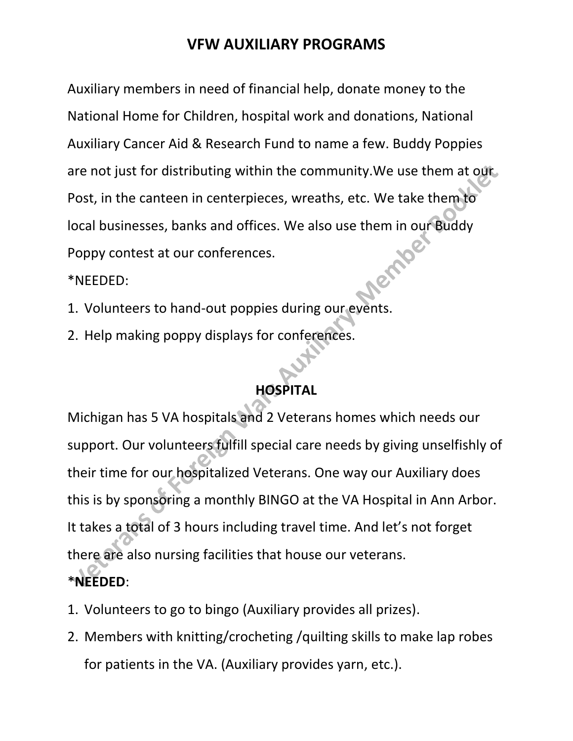# VFW AUXILIARY PROGRAMS

Auxiliary members in need of financial help, donate money to the National Home for Children, hospital work and donations, National Auxiliary Cancer Aid & Research Fund to name a few. Buddy Poppies are not just for distributing within the community.We use them at our Post, in the canteen in centerpieces, wreaths, etc. We take them to local businesses, banks and offices. We also use them in our Buddy Poppy contest at our conferences.

*NEEDED:

1. Volunteers to hand-out poppies during our events.
2. Help making poppy displays for conferences.

## HOSPITAL

Michigan has 5 VA hospitals and 2 Veterans homes which needs our support. Our volunteers fulfill special care needs by giving unselfishly of their time for our hospitalized Veterans. One way our Auxiliary does this is by sponsoring a monthly BINGO at the VA Hospital in Ann Arbor. It takes a total of 3 hours including travel time. And let's not forget there are also nursing facilities that house our veterans.

***NEEDED**:

1. Volunteers to go to bingo (Auxiliary provides all prizes).
2. Members with knitting/crocheting /quilting skills to make lap robes for patients in the VA. (Auxiliary provides yarn, etc.).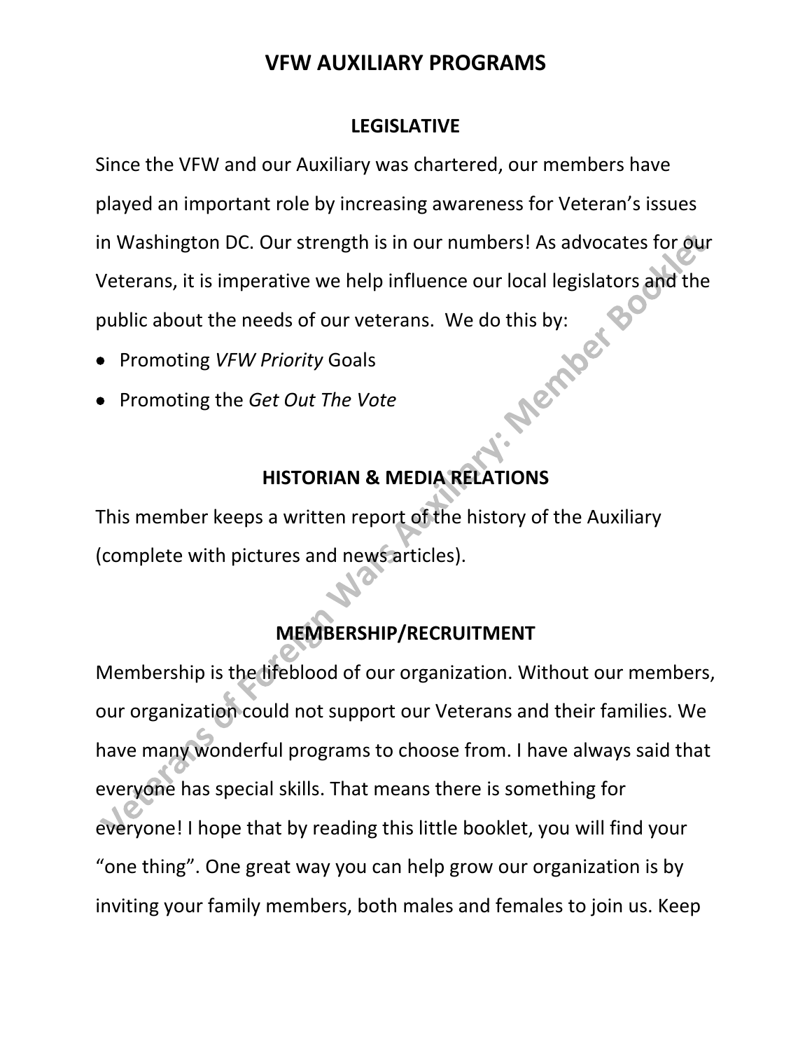# VFW AUXILIARY PROGRAMS

## LEGISLATIVE

Since the VFW and our Auxiliary was chartered, our members have played an important role by increasing awareness for Veteran's issues in Washington DC. Our strength is in our numbers! As advocates for our Veterans, it is imperative we help influence our local legislators and the public about the needs of our veterans. We do this by:

- Promoting *VFW Priority* Goals
- Promoting the *Get Out The Vote*

## HISTORIAN & MEDIA RELATIONS

This member keeps a written report of the history of the Auxiliary (complete with pictures and news articles).

## MEMBERSHIP/RECRUITMENT

Membership is the lifeblood of our organization. Without our members, our organization could not support our Veterans and their families. We have many wonderful programs to choose from. I have always said that everyone has special skills. That means there is something for everyone! I hope that by reading this little booklet, you will find your "one thing". One great way you can help grow our organization is by inviting your family members, both males and females to join us. Keep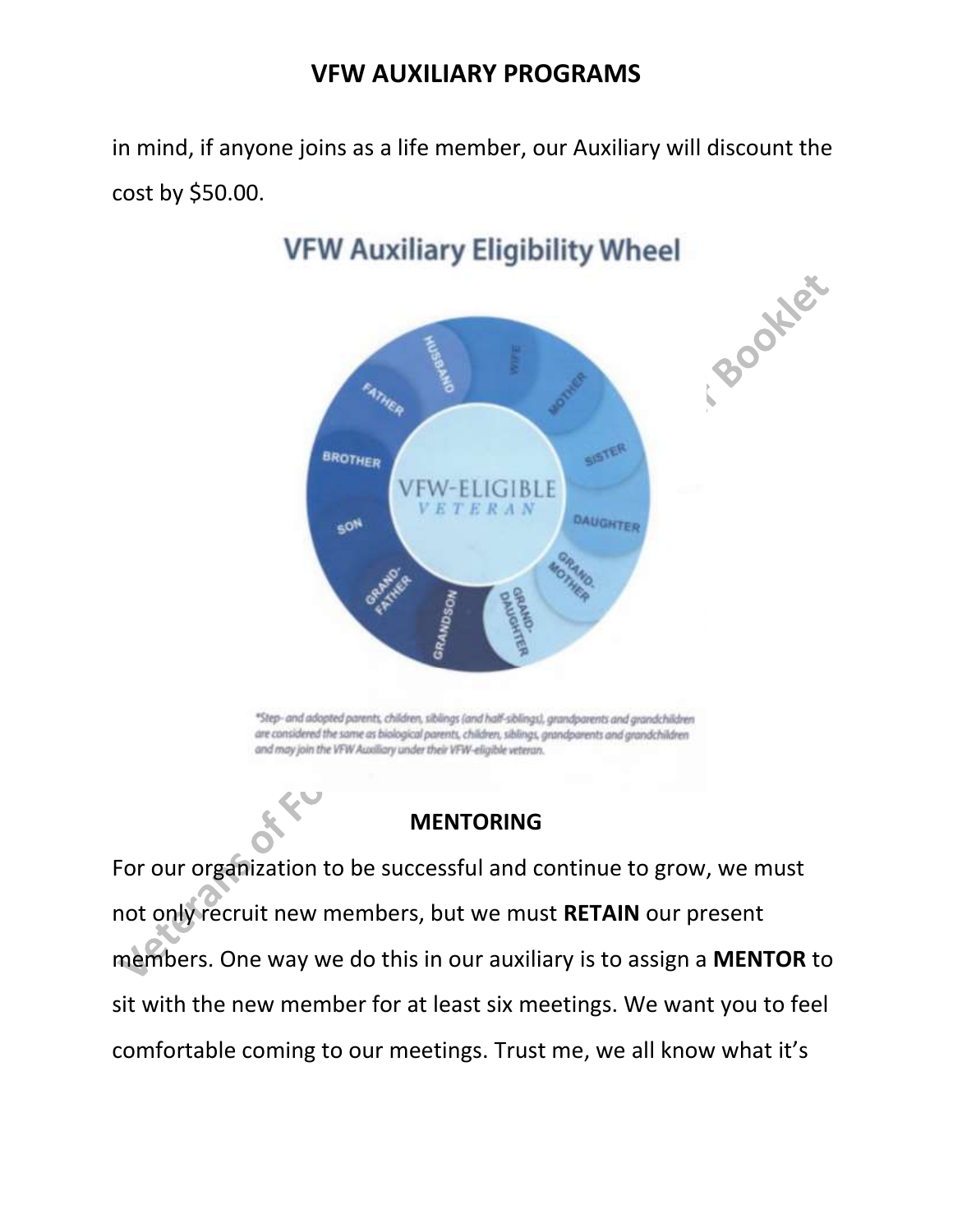in mind, if anyone joins as a life member, our Auxiliary will discount the cost by $50.00.

VFW Auxiliary Eligibility Wheel

VFW-ELIGIBLE VETERAN

HUSBAND
WIFE
MOTHER
SISTER
DAUGHTER
GRAND-MOTHER
GRAND-DAUGHTER
GRANDSON
GRAND-FATHER
SON
BROTHER
FATHER

*Step- and adopted parents, children, siblings (and half-siblings), grandparents and grandchildren are considered the same as biological parents, children, siblings, grandparents and grandchildren and may join the VFW Auxiliary under their VFW-eligible veteran.

## MENTORING

For our organization to be successful and continue to grow, we must not only recruit new members, but we must **RETAIN** our present members. One way we do this in our auxiliary is to assign a **MENTOR** to sit with the new member for at least six meetings. We want you to feel comfortable coming to our meetings. Trust me, we all know what it's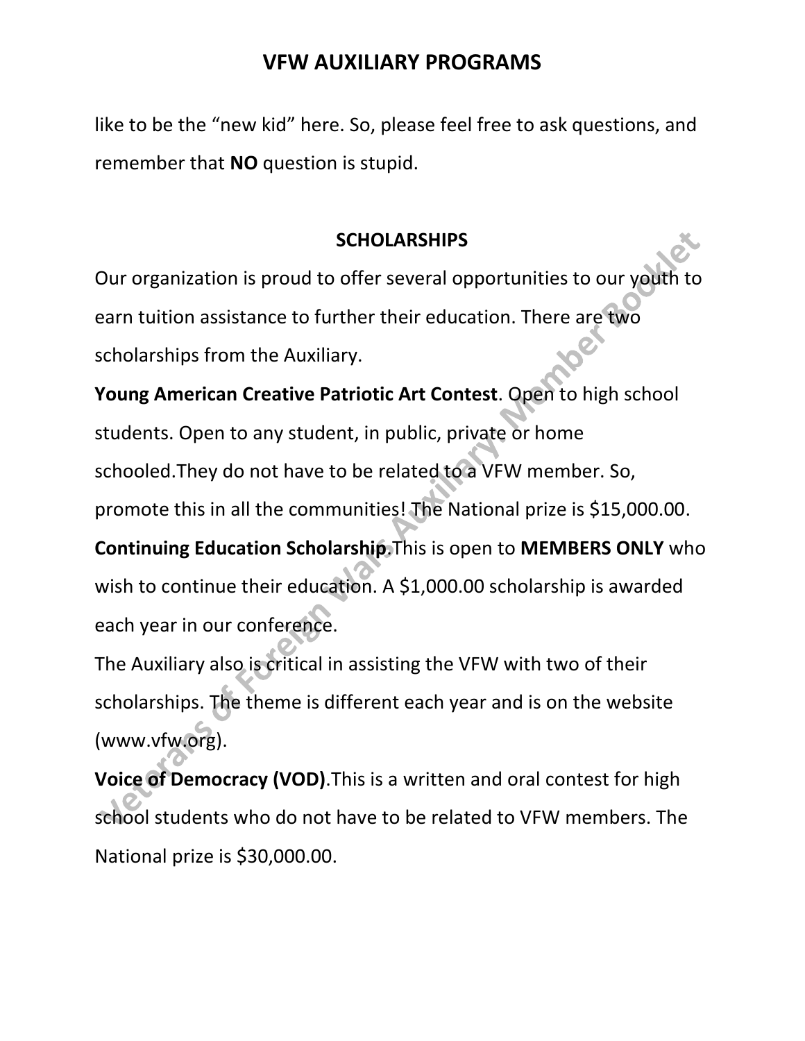like to be the "new kid" here. So, please feel free to ask questions, and remember that **NO** question is stupid.

## SCHOLARSHIPS

Our organization is proud to offer several opportunities to our youth to earn tuition assistance to further their education. There are two scholarships from the Auxiliary.

**Young American Creative Patriotic Art Contest**. Open to high school students. Open to any student, in public, private or home schooled.They do not have to be related to a VFW member. So, promote this in all the communities! The National prize is $15,000.00.

**Continuing Education Scholarship**.This is open to **MEMBERS ONLY** who wish to continue their education. A $1,000.00 scholarship is awarded each year in our conference.

The Auxiliary also is critical in assisting the VFW with two of their scholarships. The theme is different each year and is on the website (www.vfw.org).

**Voice of Democracy (VOD)**.This is a written and oral contest for high school students who do not have to be related to VFW members. The National prize is $30,000.00.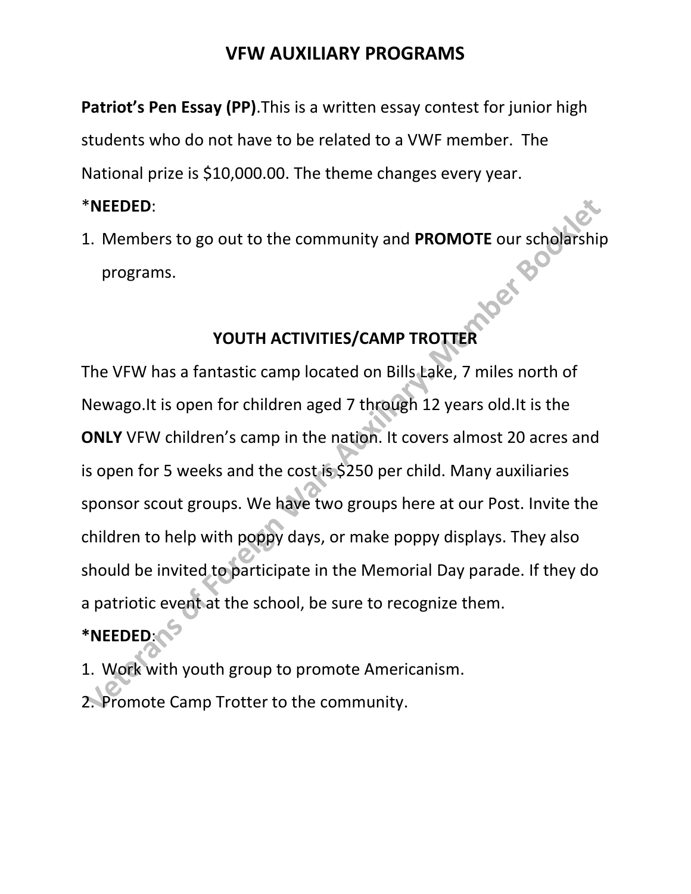# VFW AUXILIARY PROGRAMS

**Patriot's Pen Essay (PP)**.This is a written essay contest for junior high students who do not have to be related to a VWF member. The National prize is $10,000.00. The theme changes every year.

*__NEEDED__:

1. Members to go out to the community and **PROMOTE** our scholarship programs.

## YOUTH ACTIVITIES/CAMP TROTTER

The VFW has a fantastic camp located on Bills Lake, 7 miles north of Newago.It is open for children aged 7 through 12 years old.It is the **ONLY** VFW children's camp in the nation. It covers almost 20 acres and is open for 5 weeks and the cost is $250 per child. Many auxiliaries sponsor scout groups. We have two groups here at our Post. Invite the children to help with poppy days, or make poppy displays. They also should be invited to participate in the Memorial Day parade. If they do a patriotic event at the school, be sure to recognize them.

**\*NEEDED**:

1. Work with youth group to promote Americanism.
2. Promote Camp Trotter to the community.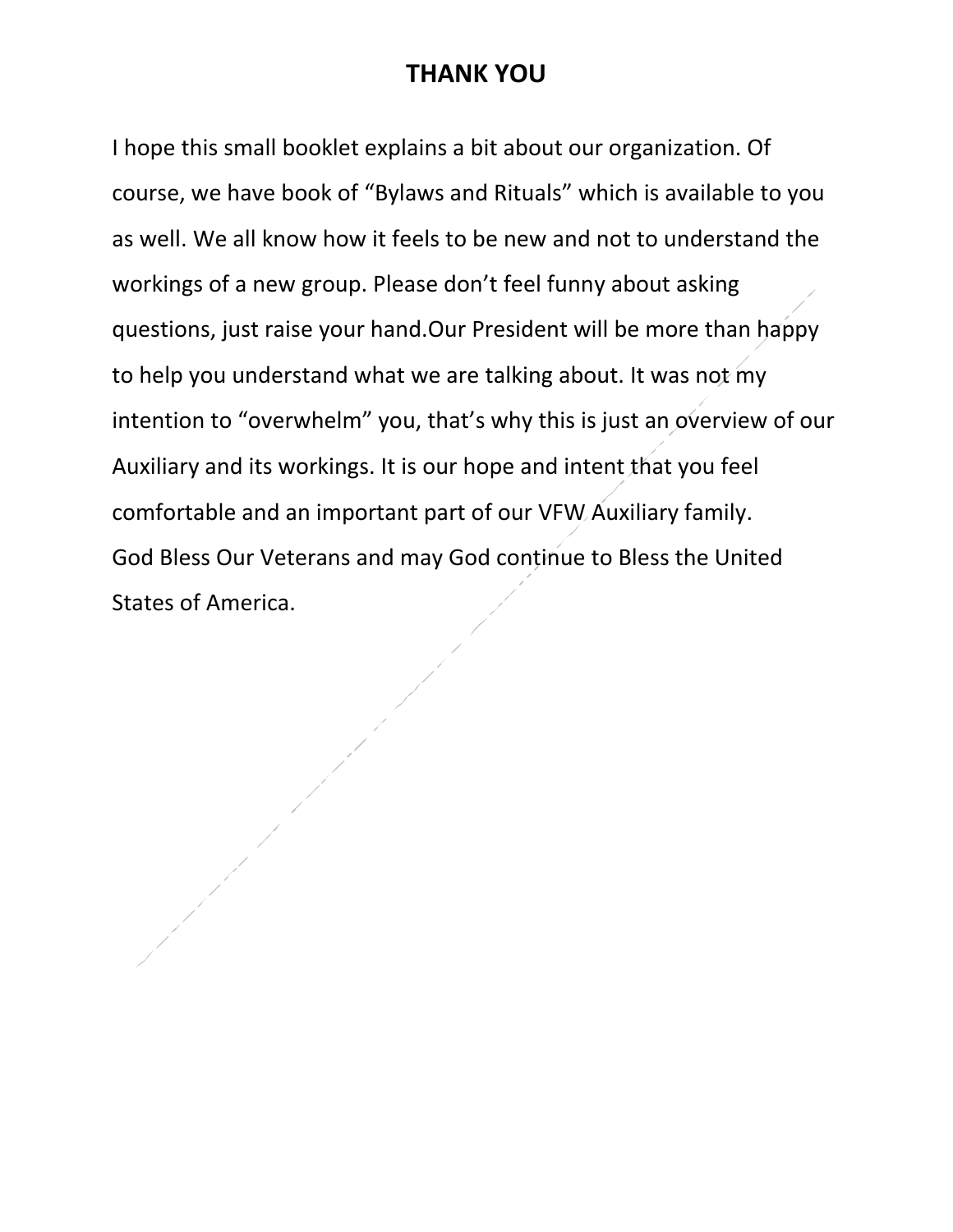# THANK YOU

I hope this small booklet explains a bit about our organization. Of course, we have book of "Bylaws and Rituals" which is available to you as well. We all know how it feels to be new and not to understand the workings of a new group. Please don't feel funny about asking questions, just raise your hand.Our President will be more than happy to help you understand what we are talking about. It was not my intention to "overwhelm" you, that's why this is just an overview of our Auxiliary and its workings. It is our hope and intent that you feel comfortable and an important part of our VFW Auxiliary family.
God Bless Our Veterans and may God continue to Bless the United States of America.